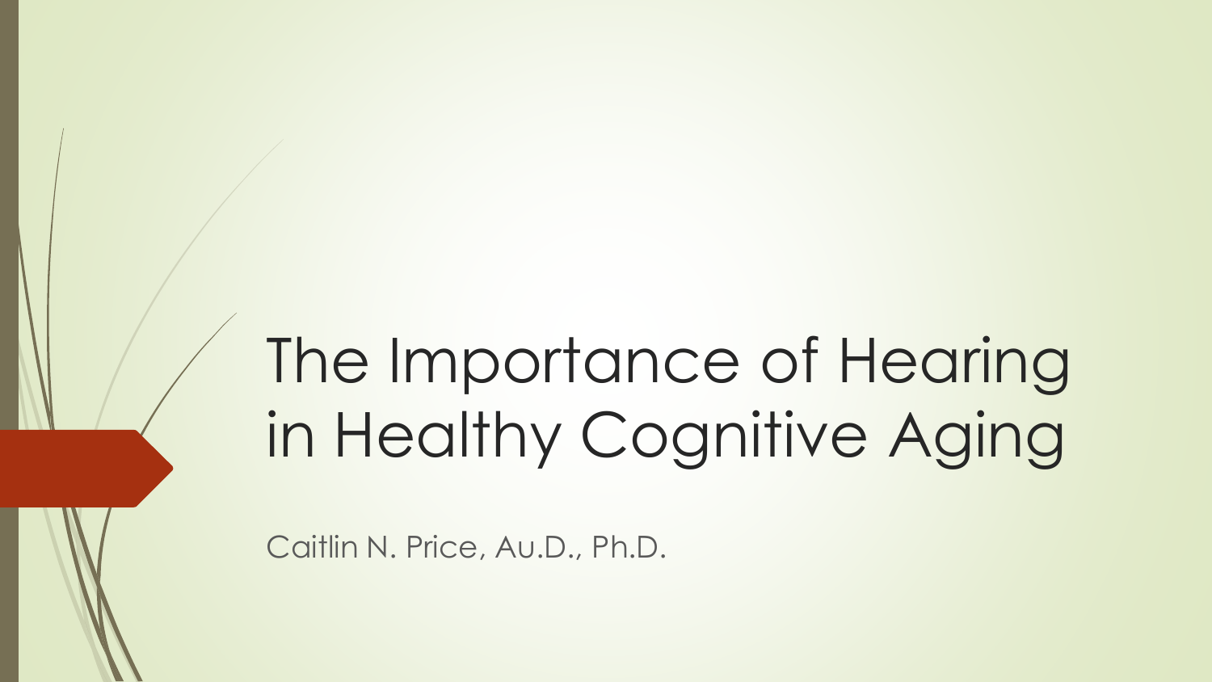# The Importance of Hearing in Healthy Cognitive Aging

Caitlin N. Price, Au.D., Ph.D.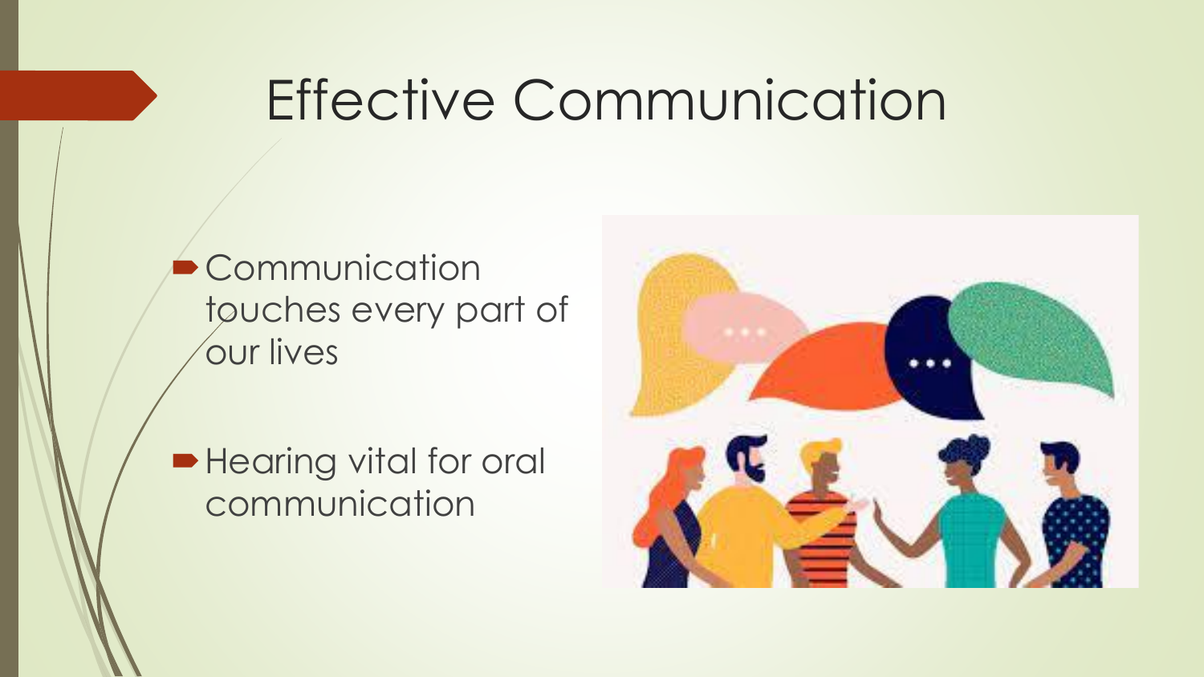# Effective Communication

- Communication touches every part of our lives
- Hearing vital for oral communication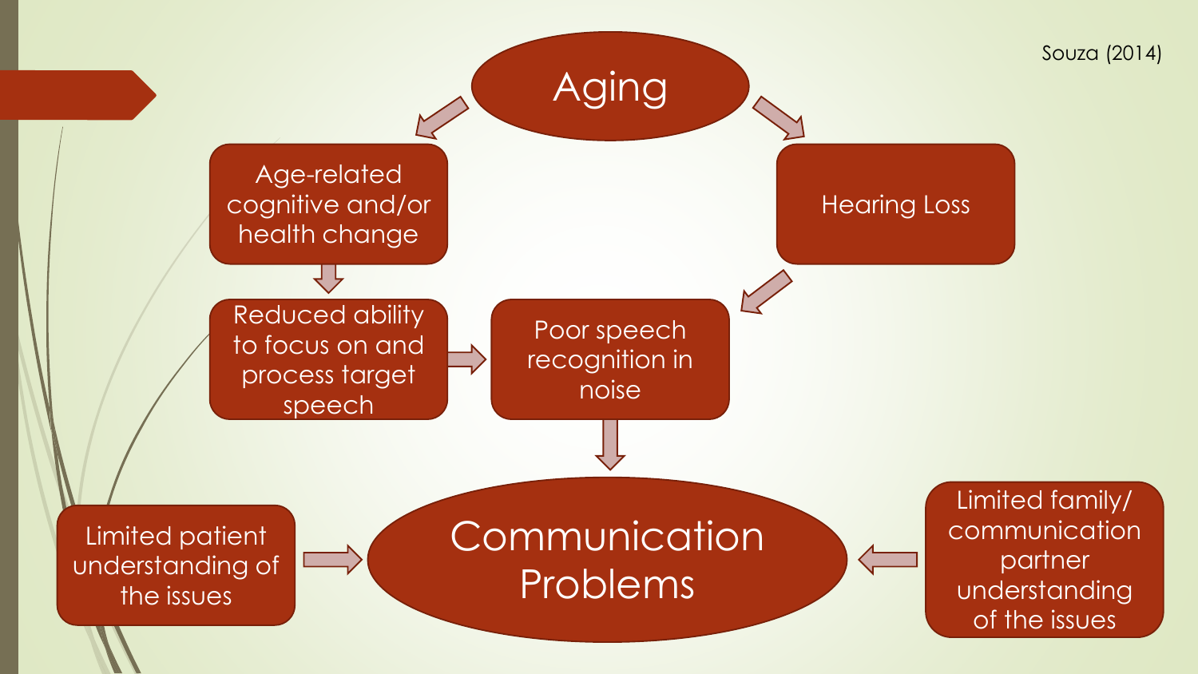Souza (2014)

- Aging
  - Age-related cognitive and/or health change
    - Reduced ability to focus on and process target speech
      - Poor speech recognition in noise
  - Hearing Loss
    - Poor speech recognition in noise
- Poor speech recognition in noise → Communication Problems
- Limited patient understanding of the issues → Communication Problems
- Limited family/ communication partner understanding of the issues → Communication Problems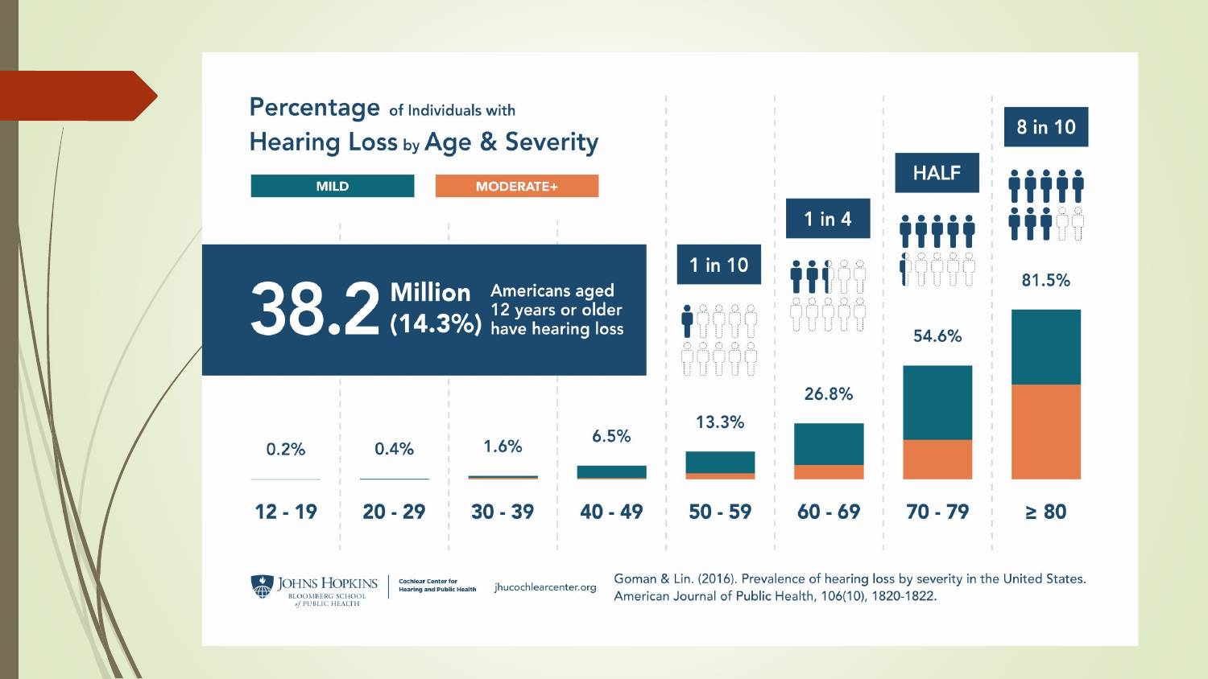## Percentage of Individuals with Hearing Loss by Age & Severity

MILD | MODERATE+

**38.2 Million (14.3%)** Americans aged 12 years or older have hearing loss

| Age | 12 - 19 | 20 - 29 | 30 - 39 | 40 - 49 | 50 - 59 | 60 - 69 | 70 - 79 | ≥ 80 |
|---|---|---|---|---|---|---|---|---|
| Percentage | 0.2% | 0.4% | 1.6% | 6.5% | 13.3% | 26.8% | 54.6% | 81.5% |
| | | | | | 1 in 10 | 1 in 4 | HALF | 8 in 10 |

JOHNS HOPKINS BLOOMBERG SCHOOL of PUBLIC HEALTH | Cochlear Center for Hearing and Public Health | jhucochlearcenter.org

Goman & Lin. (2016). Prevalence of hearing loss by severity in the United States. American Journal of Public Health, 106(10), 1820-1822.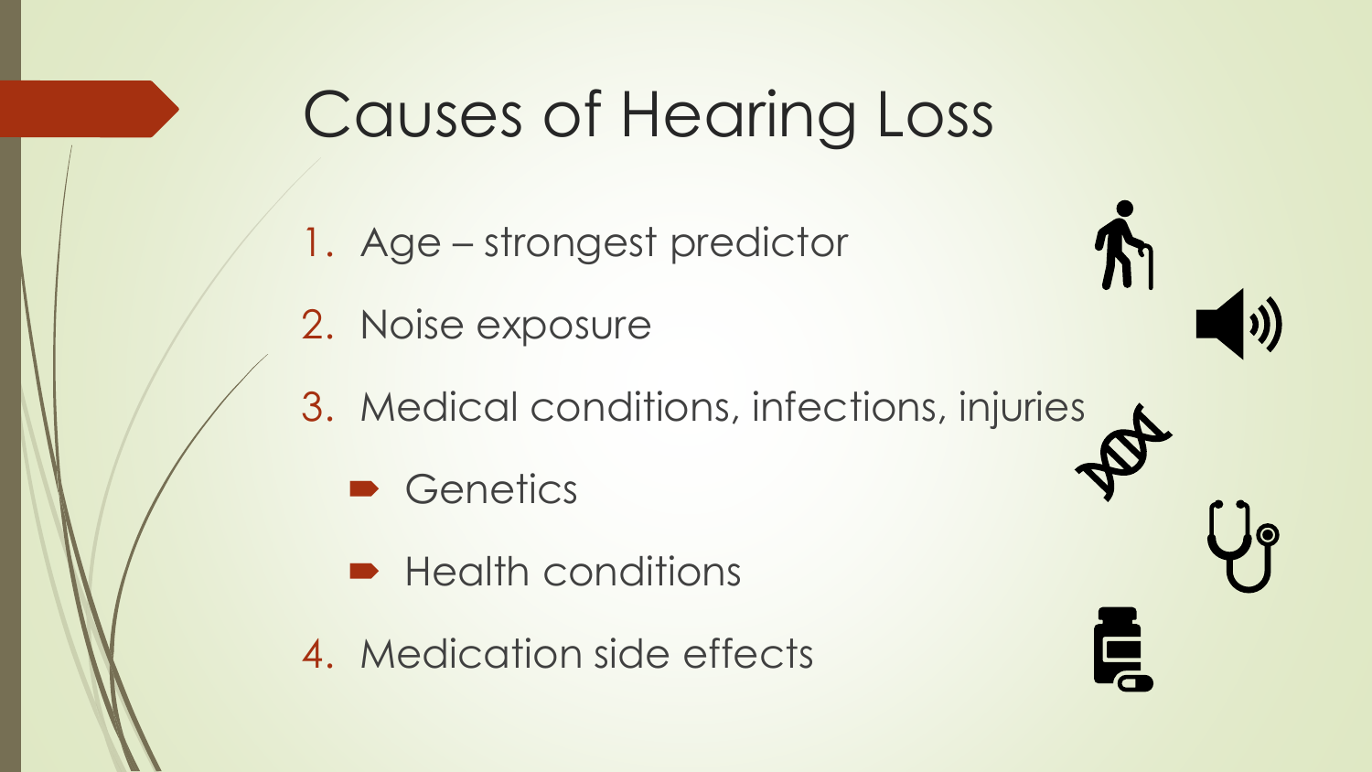# Causes of Hearing Loss

1. Age – strongest predictor
2. Noise exposure
3. Medical conditions, infections, injuries
   - Genetics
   - Health conditions
4. Medication side effects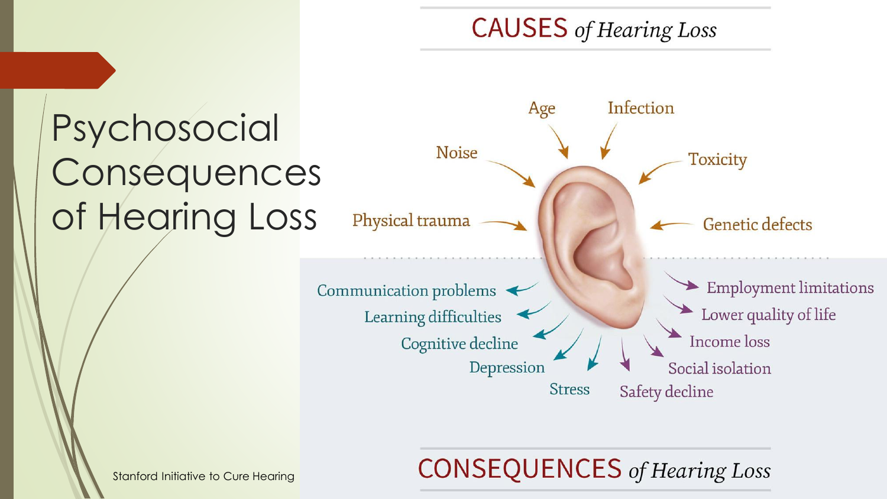# Psychosocial Consequences of Hearing Loss

## CAUSES *of Hearing Loss*

- Age
- Infection
- Noise
- Toxicity
- Physical trauma
- Genetic defects

## CONSEQUENCES *of Hearing Loss*

- Communication problems
- Learning difficulties
- Cognitive decline
- Depression
- Stress
- Safety decline
- Social isolation
- Income loss
- Lower quality of life
- Employment limitations

Stanford Initiative to Cure Hearing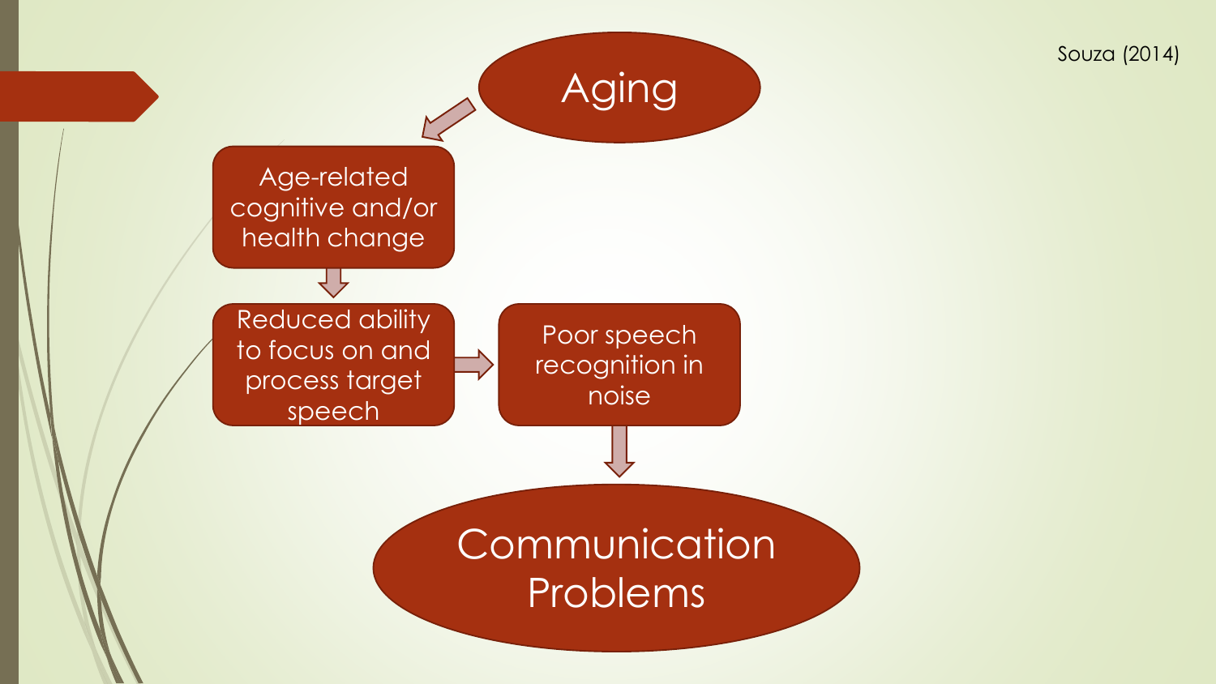Souza (2014)

Aging

Age-related cognitive and/or health change

Reduced ability to focus on and process target speech

Poor speech recognition in noise

Communication Problems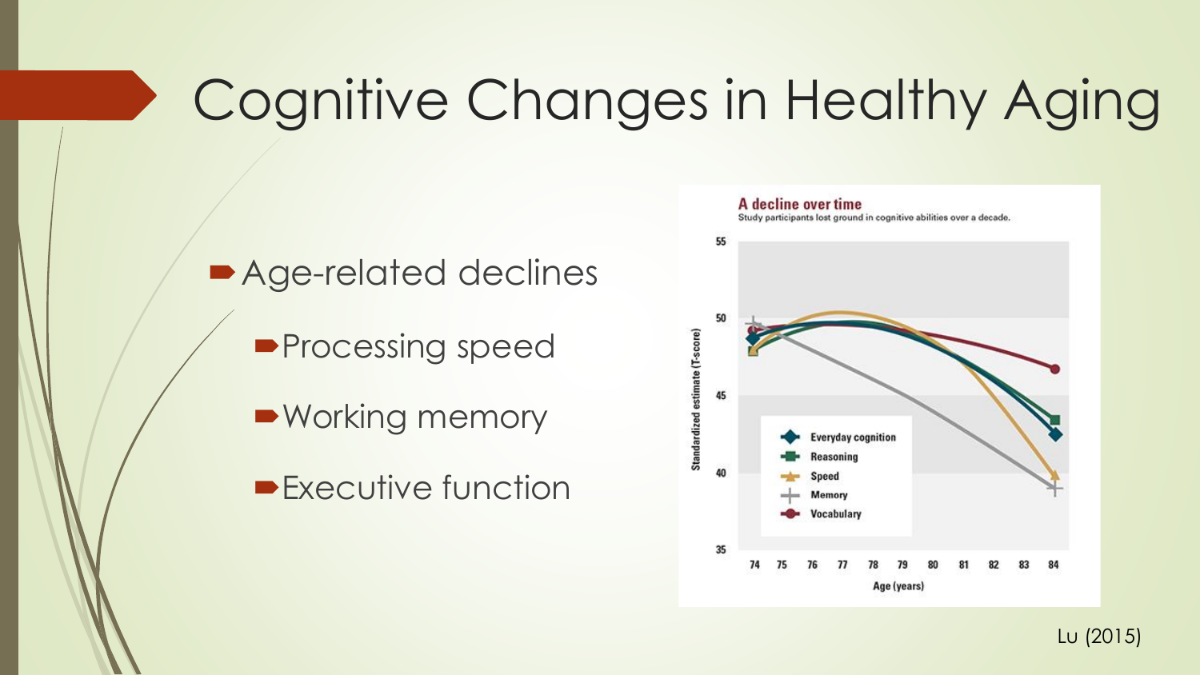# Cognitive Changes in Healthy Aging

- Age-related declines
  - Processing speed
  - Working memory
  - Executive function

**A decline over time**

Study participants lost ground in cognitive abilities over a decade.

Lu (2015)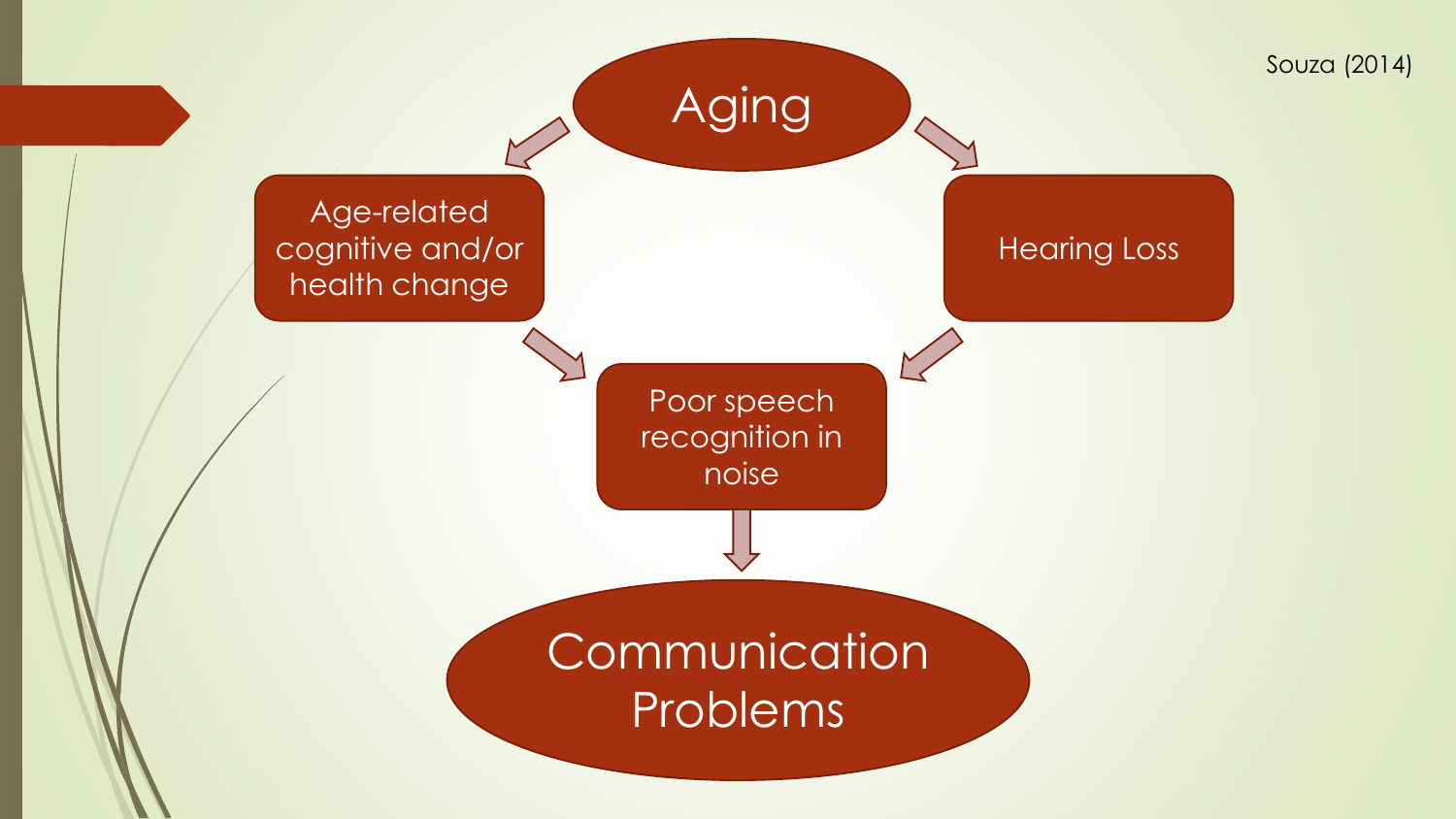Souza (2014)

Aging

Age-related cognitive and/or health change

Hearing Loss

Poor speech recognition in noise

Communication Problems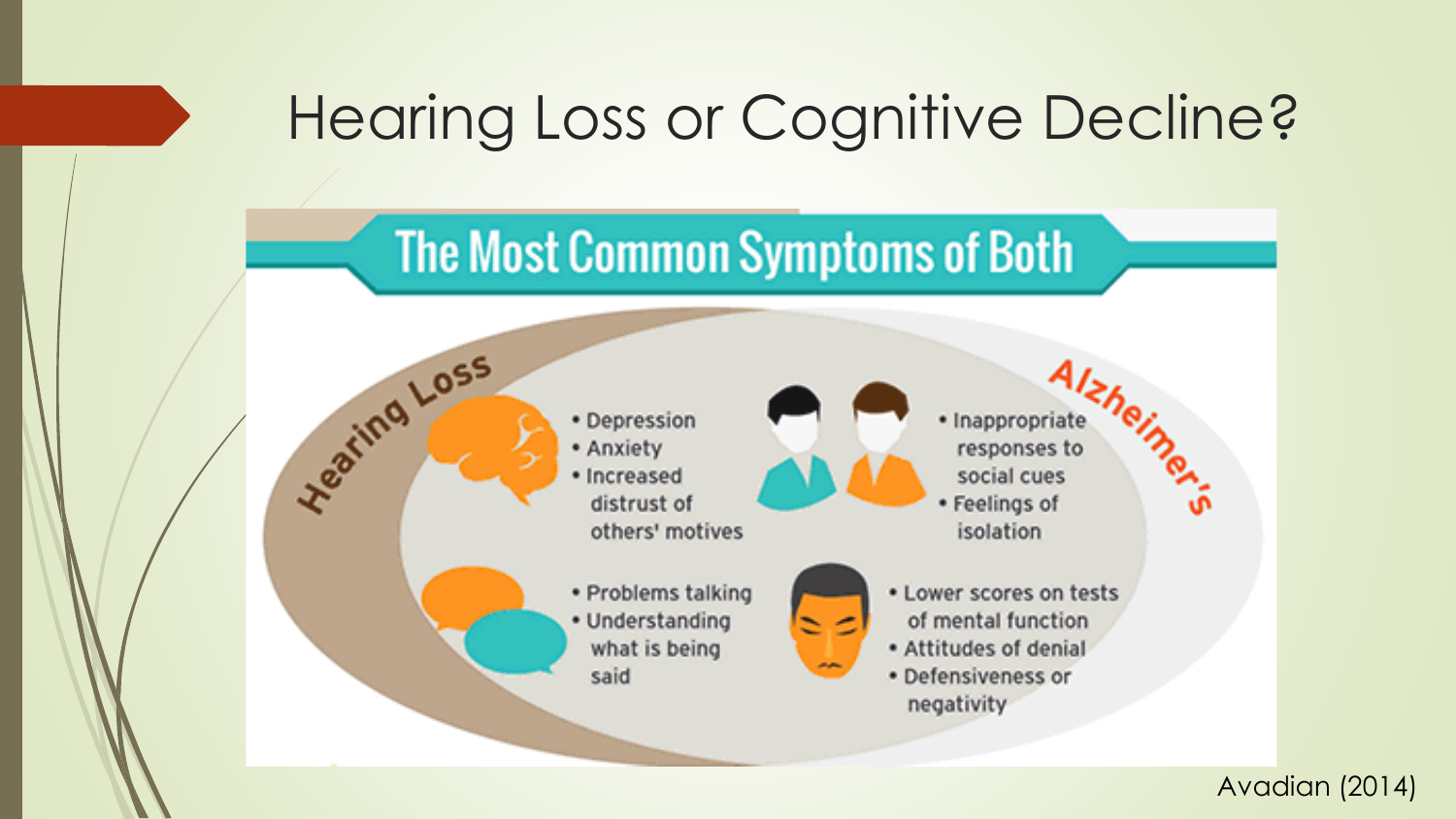# Hearing Loss or Cognitive Decline?

## The Most Common Symptoms of Both

Hearing Loss

Alzheimer's

- Depression
- Anxiety
- Increased distrust of others' motives

- Inappropriate responses to social cues
- Feelings of isolation

- Problems talking
- Understanding what is being said

- Lower scores on tests of mental function
- Attitudes of denial
- Defensiveness or negativity

Avadian (2014)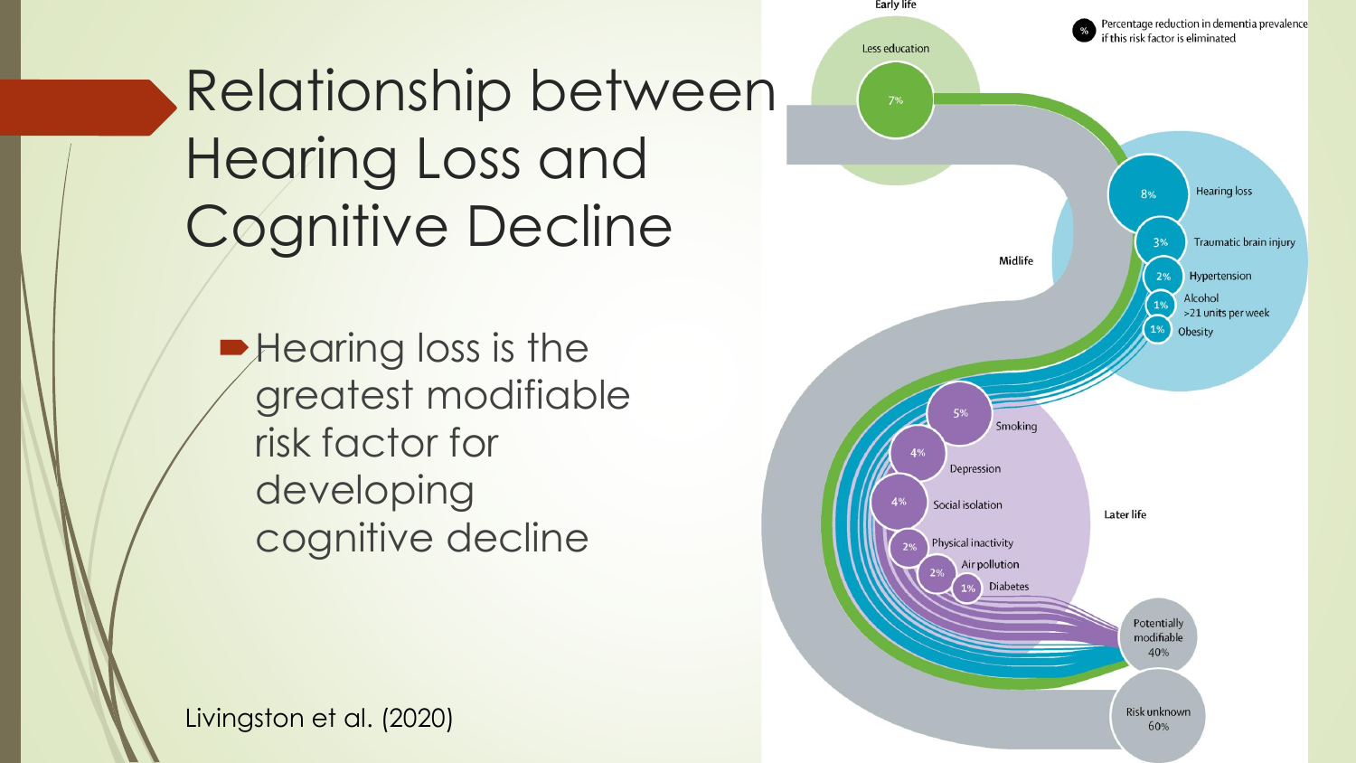# Relationship between Hearing Loss and Cognitive Decline

- Hearing loss is the greatest modifiable risk factor for developing cognitive decline

Early life

Less education 7%

Percentage reduction in dementia prevalence if this risk factor is eliminated

Midlife

Hearing loss 8%

Traumatic brain injury 3%

Hypertension 2%

Alcohol >21 units per week 1%

Obesity 1%

Later life

Smoking 5%

Depression 4%

Social isolation 4%

Physical inactivity 2%

Air pollution 2%

Diabetes 1%

Potentially modifiable 40%

Risk unknown 60%

Livingston et al. (2020)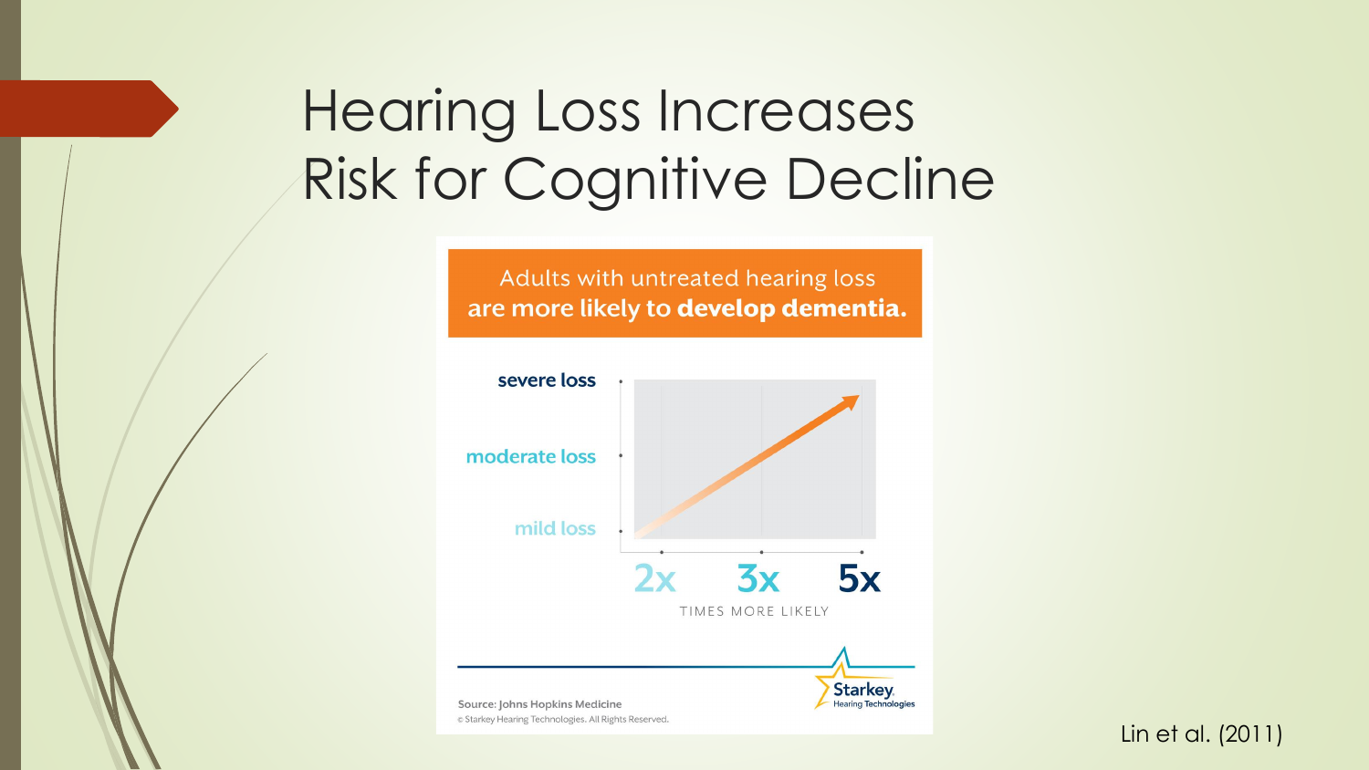# Hearing Loss Increases Risk for Cognitive Decline

Adults with untreated hearing loss are more likely to **develop dementia.**

severe loss

moderate loss

mild loss

2x 3x 5x

TIMES MORE LIKELY

Source: Johns Hopkins Medicine

© Starkey Hearing Technologies. All Rights Reserved.

Starkey Hearing Technologies

Lin et al. (2011)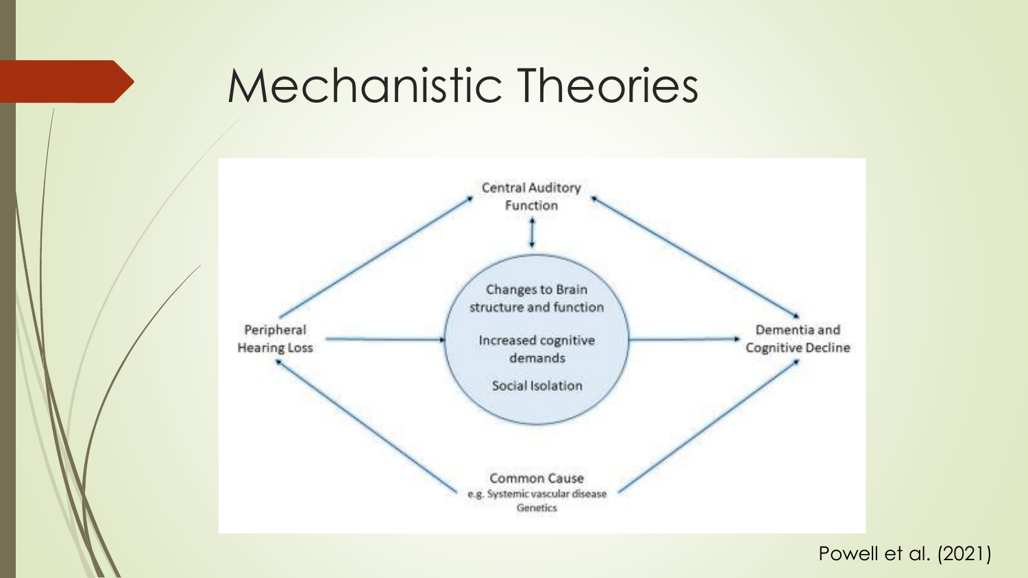# Mechanistic Theories

Central Auditory Function

Changes to Brain structure and function

Increased cognitive demands

Social Isolation

Peripheral Hearing Loss

Dementia and Cognitive Decline

Common Cause
e.g. Systemic vascular disease
Genetics

Powell et al. (2021)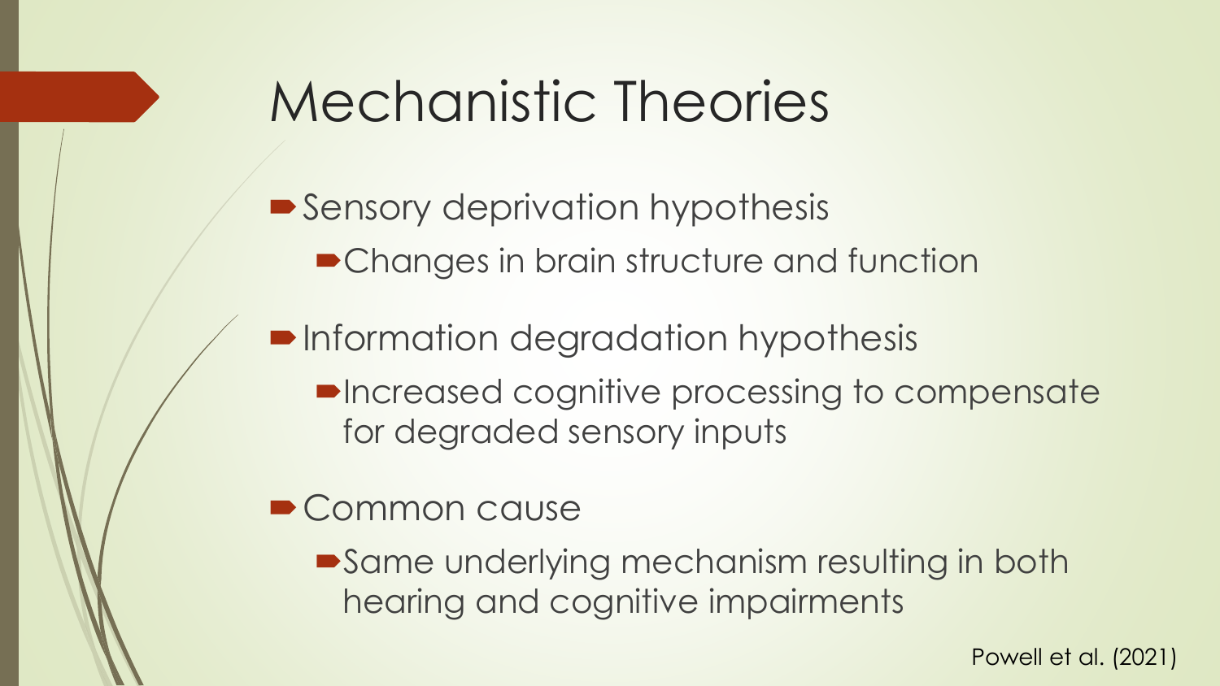# Mechanistic Theories

- Sensory deprivation hypothesis
  - Changes in brain structure and function
- Information degradation hypothesis
  - Increased cognitive processing to compensate for degraded sensory inputs
- Common cause
  - Same underlying mechanism resulting in both hearing and cognitive impairments

Powell et al. (2021)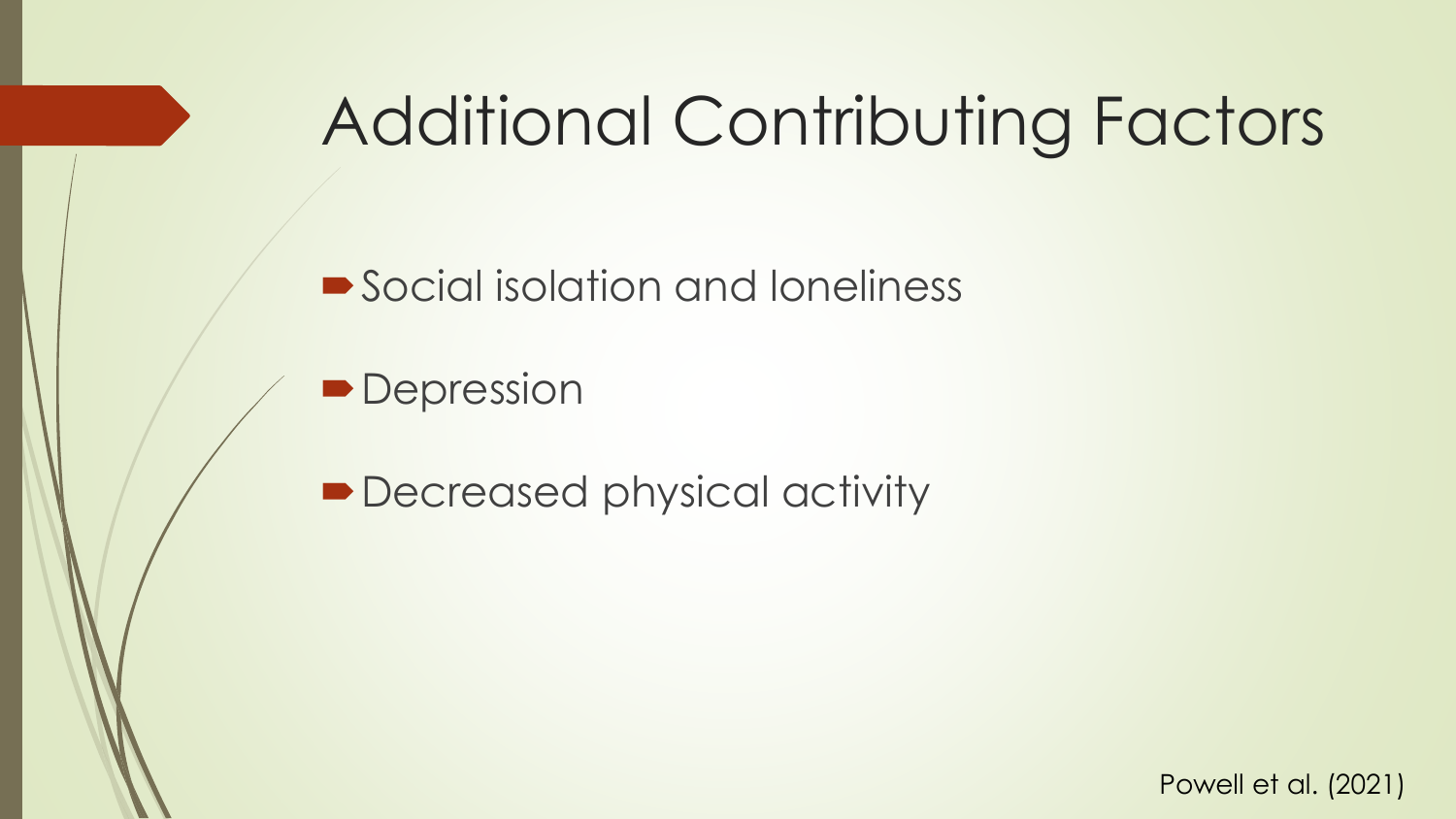# Additional Contributing Factors

- Social isolation and loneliness
- Depression
- Decreased physical activity

Powell et al. (2021)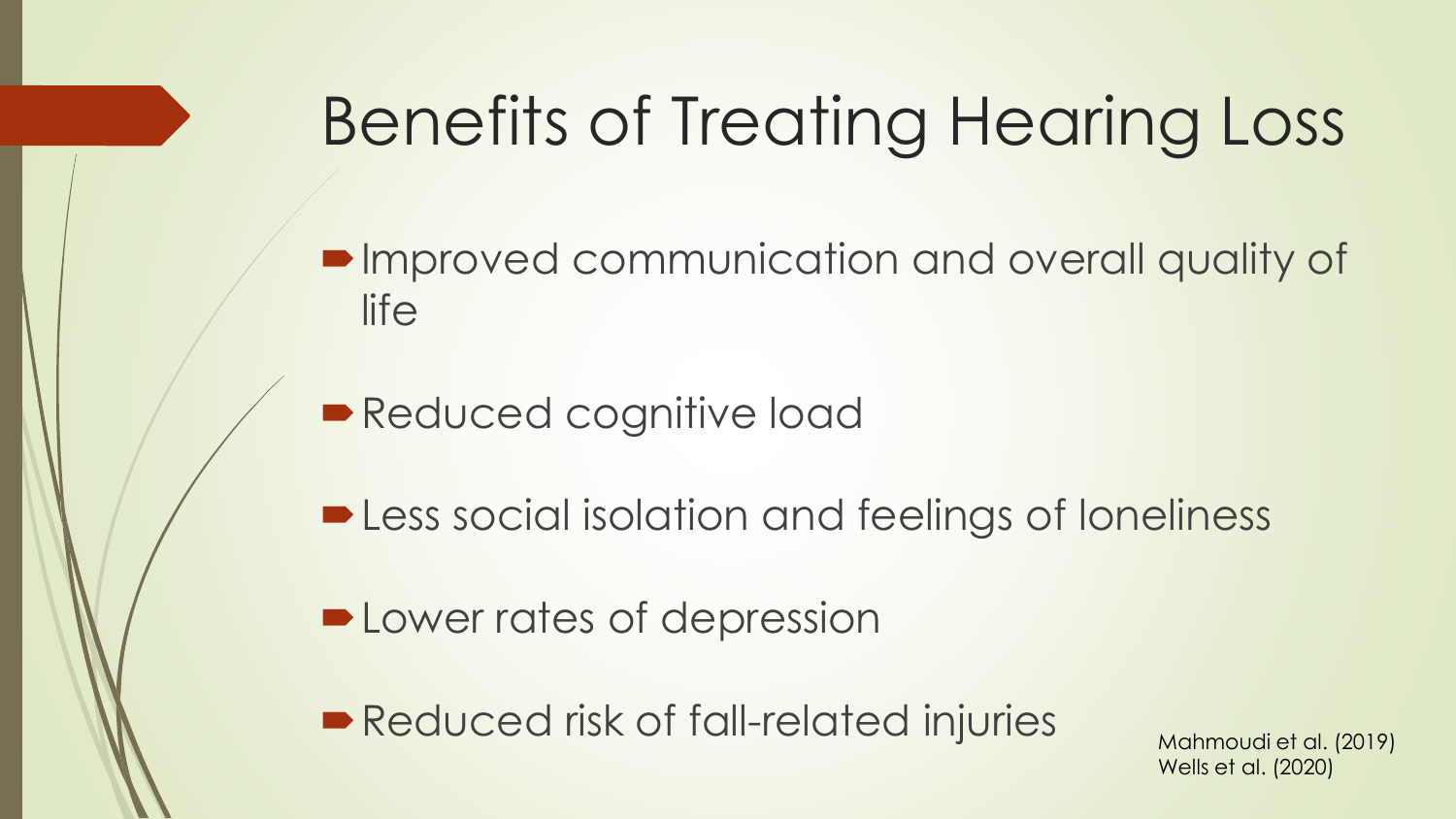# Benefits of Treating Hearing Loss

- Improved communication and overall quality of life
- Reduced cognitive load
- Less social isolation and feelings of loneliness
- Lower rates of depression
- Reduced risk of fall-related injuries

Mahmoudi et al. (2019)
Wells et al. (2020)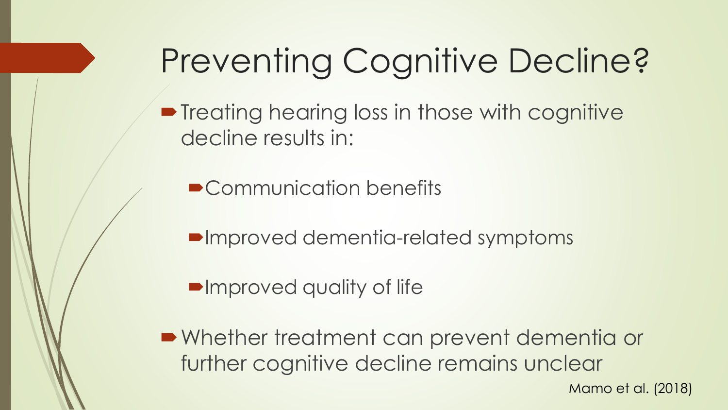# Preventing Cognitive Decline?

- Treating hearing loss in those with cognitive decline results in:
  - Communication benefits
  - Improved dementia-related symptoms
  - Improved quality of life
- Whether treatment can prevent dementia or further cognitive decline remains unclear

Mamo et al. (2018)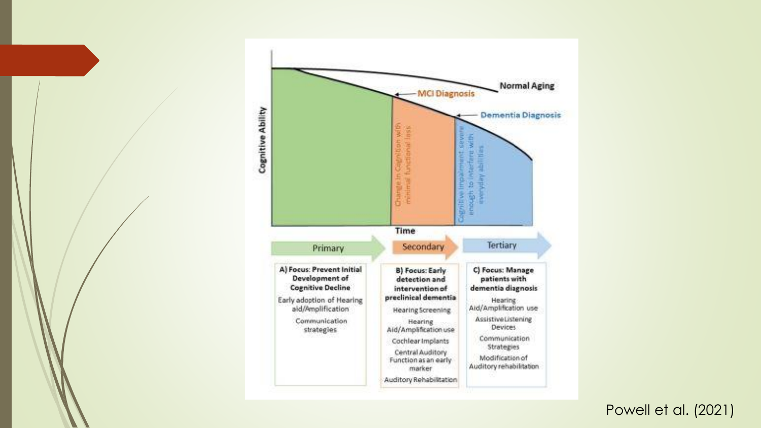Cognitive Ability

Normal Aging

MCI Diagnosis

Dementia Diagnosis

Change in Cognition with minimal functional loss

Cognitive impairment severe enough to interfere with everyday abilities

Time

| Primary | Secondary | Tertiary |
| --- | --- | --- |
| **A) Focus: Prevent Initial Development of Cognitive Decline** | **B) Focus: Early detection and intervention of preclinical dementia** | **C) Focus: Manage patients with dementia diagnosis** |
| Early adoption of Hearing aid/Amplification | Hearing Screening | Hearing Aid/Amplification use |
| Communication strategies | Hearing Aid/Amplification use | Assistive Listening Devices |
| | Cochlear Implants | Communication Strategies |
| | Central Auditory Function as an early marker | Modification of Auditory rehabilitation |
| | Auditory Rehabilitation | |

Powell et al. (2021)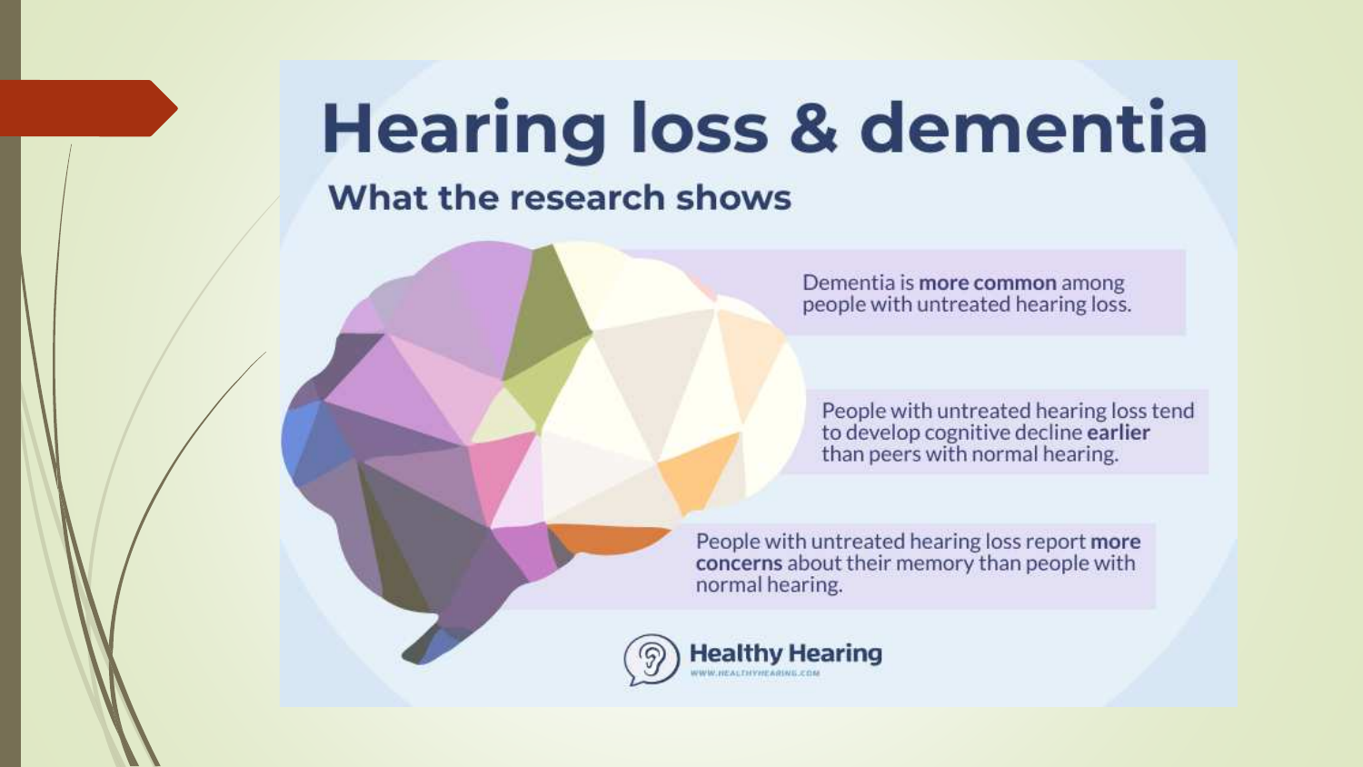# Hearing loss & dementia

## What the research shows

Dementia is **more common** among people with untreated hearing loss.

People with untreated hearing loss tend to develop cognitive decline **earlier** than peers with normal hearing.

People with untreated hearing loss report **more concerns** about their memory than people with normal hearing.

Healthy Hearing
WWW.HEALTHYHEARING.COM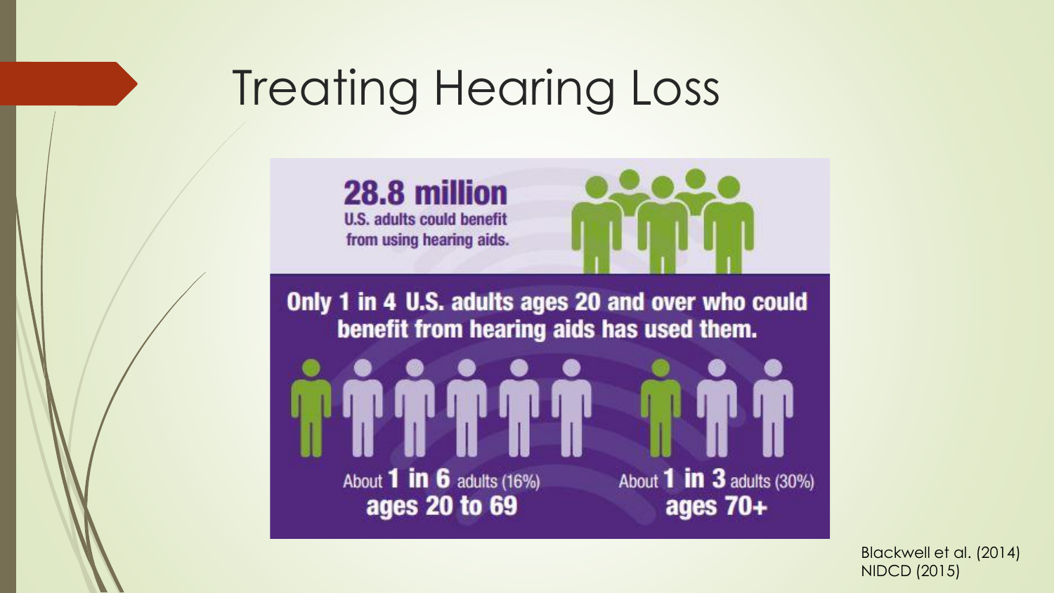# Treating Hearing Loss

**28.8 million**
**U.S. adults could benefit from using hearing aids.**

**Only 1 in 4 U.S. adults ages 20 and over who could benefit from hearing aids has used them.**

About **1 in 6** adults (16%)
**ages 20 to 69**

About **1 in 3** adults (30%)
**ages 70+**

Blackwell et al. (2014)
NIDCD (2015)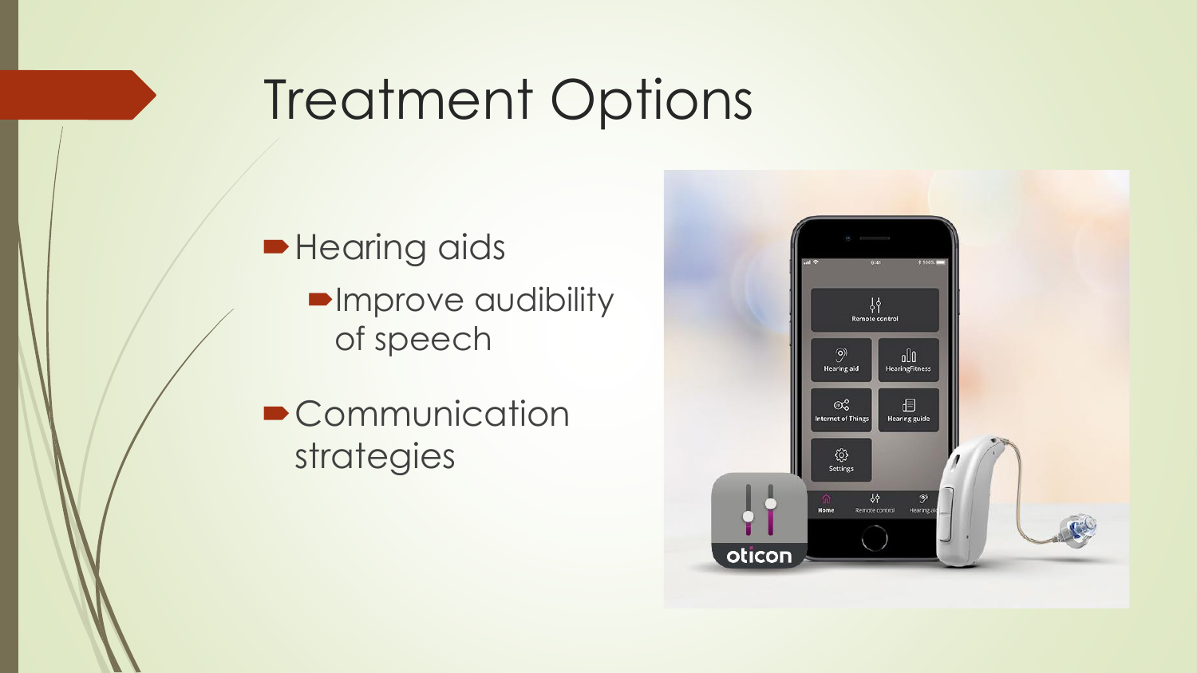# Treatment Options

- Hearing aids
  - Improve audibility of speech
- Communication strategies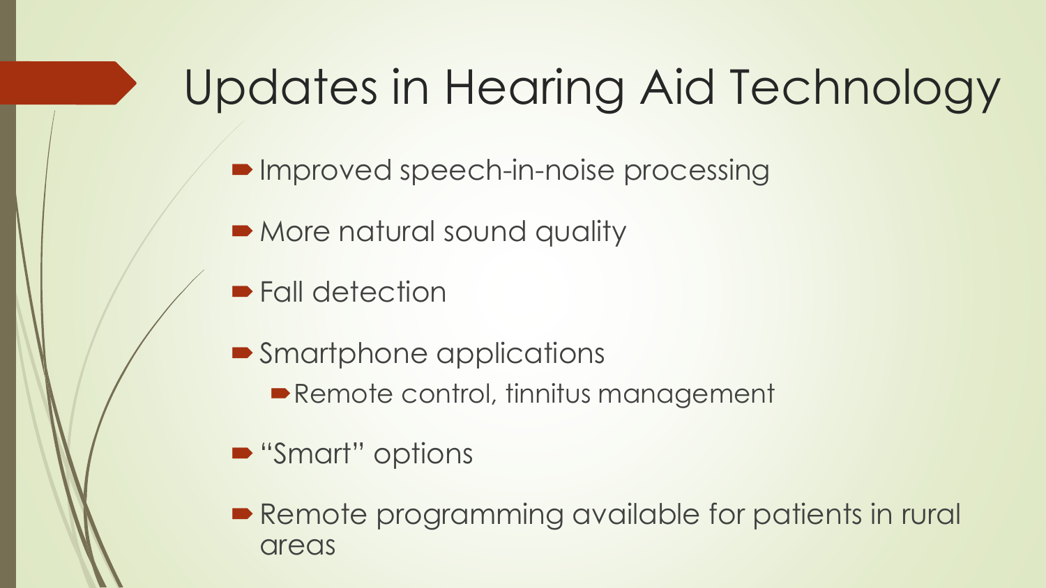# Updates in Hearing Aid Technology

- Improved speech-in-noise processing
- More natural sound quality
- Fall detection
- Smartphone applications
  - Remote control, tinnitus management
- "Smart" options
- Remote programming available for patients in rural areas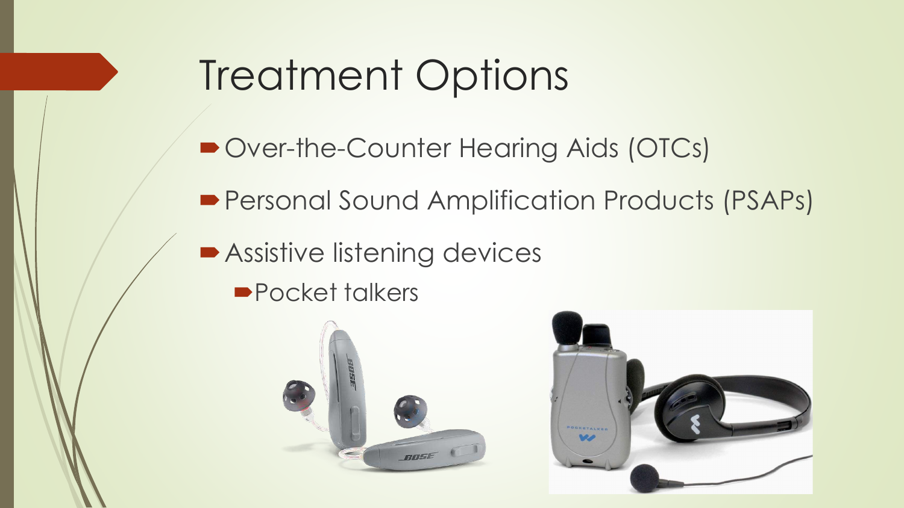# Treatment Options

- Over-the-Counter Hearing Aids (OTCs)
- Personal Sound Amplification Products (PSAPs)
- Assistive listening devices
  - Pocket talkers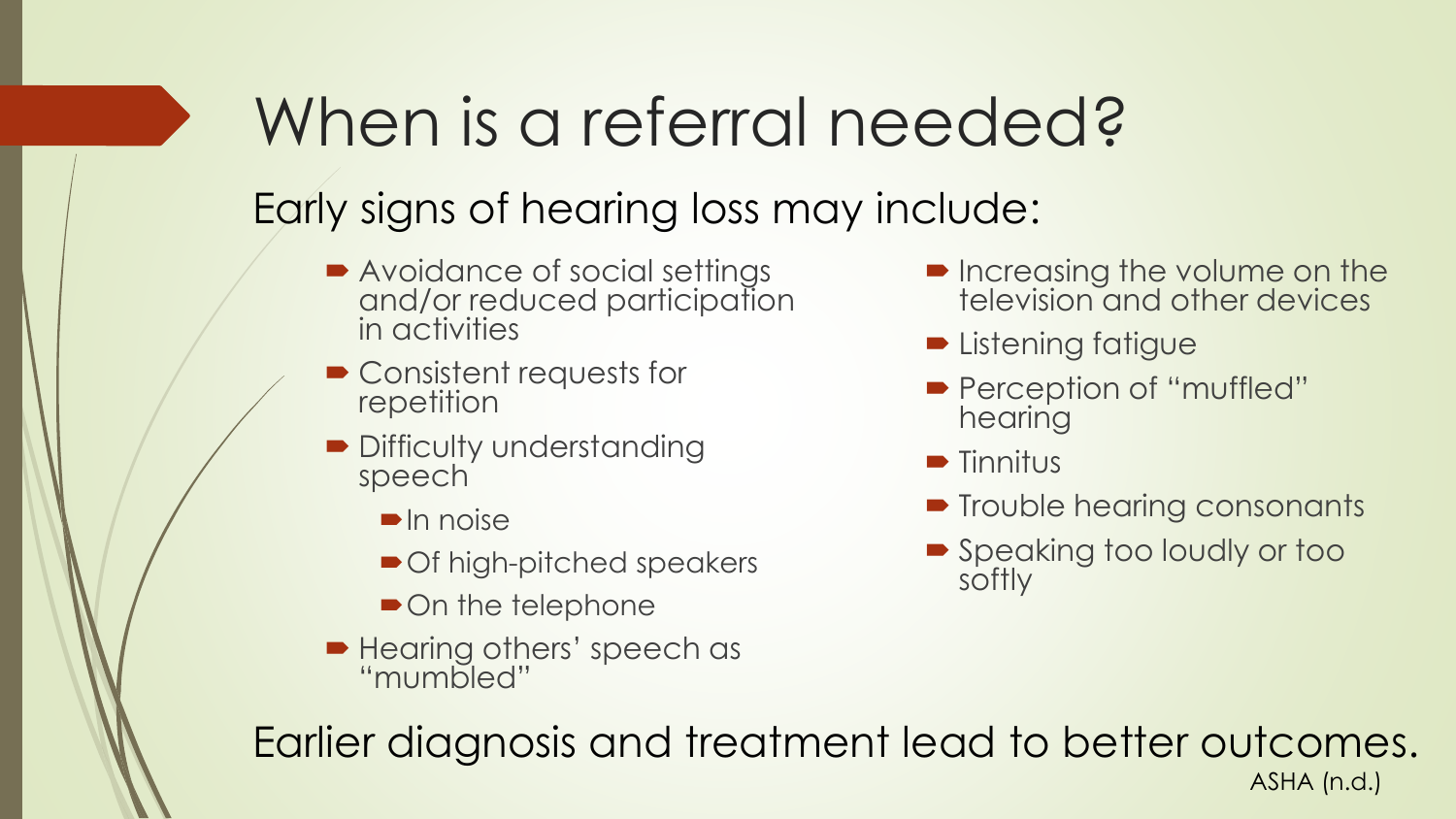# When is a referral needed?

## Early signs of hearing loss may include:

- Avoidance of social settings and/or reduced participation in activities
- Consistent requests for repetition
- Difficulty understanding speech
  - In noise
  - Of high-pitched speakers
  - On the telephone
- Hearing others' speech as "mumbled"
- Increasing the volume on the television and other devices
- Listening fatigue
- Perception of "muffled" hearing
- Tinnitus
- Trouble hearing consonants
- Speaking too loudly or too softly

Earlier diagnosis and treatment lead to better outcomes.

ASHA (n.d.)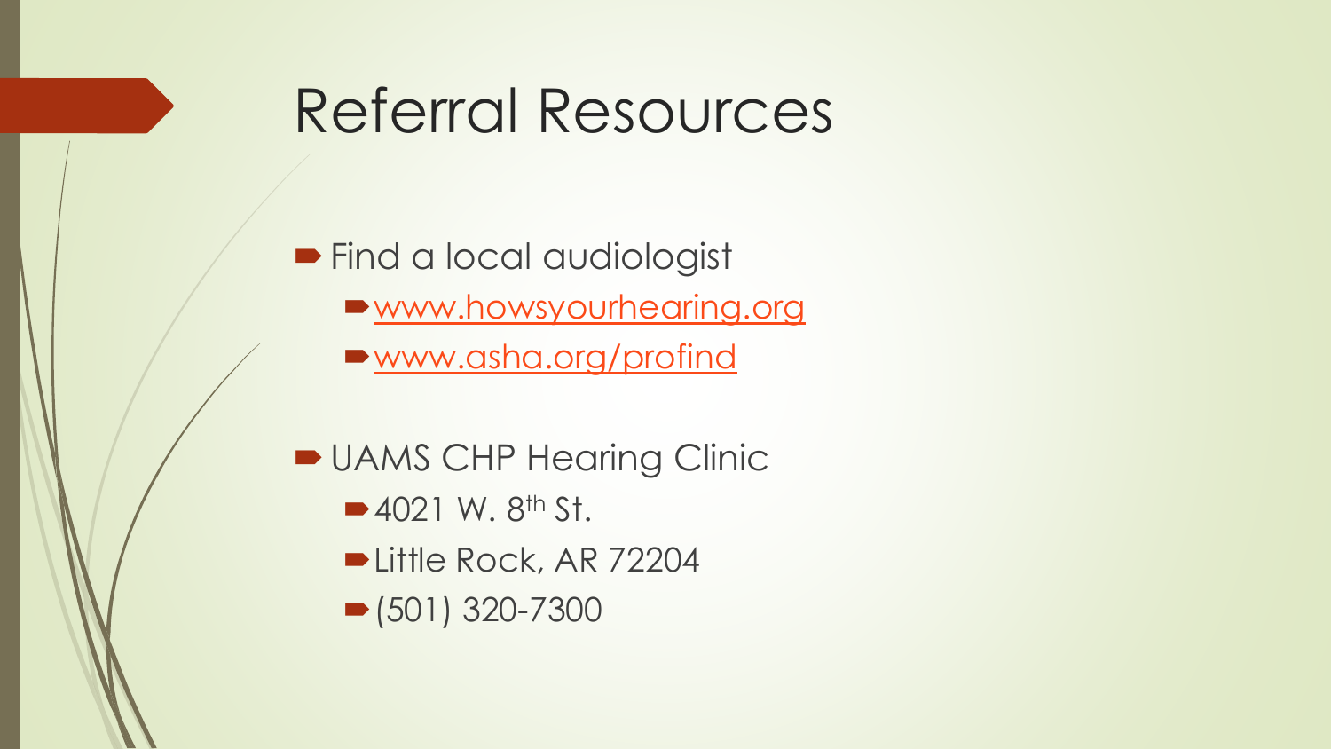# Referral Resources

- Find a local audiologist
  - [www.howsyourhearing.org](http://www.howsyourhearing.org)
  - [www.asha.org/profind](http://www.asha.org/profind)
- UAMS CHP Hearing Clinic
  - 4021 W. 8th St.
  - Little Rock, AR 72204
  - (501) 320-7300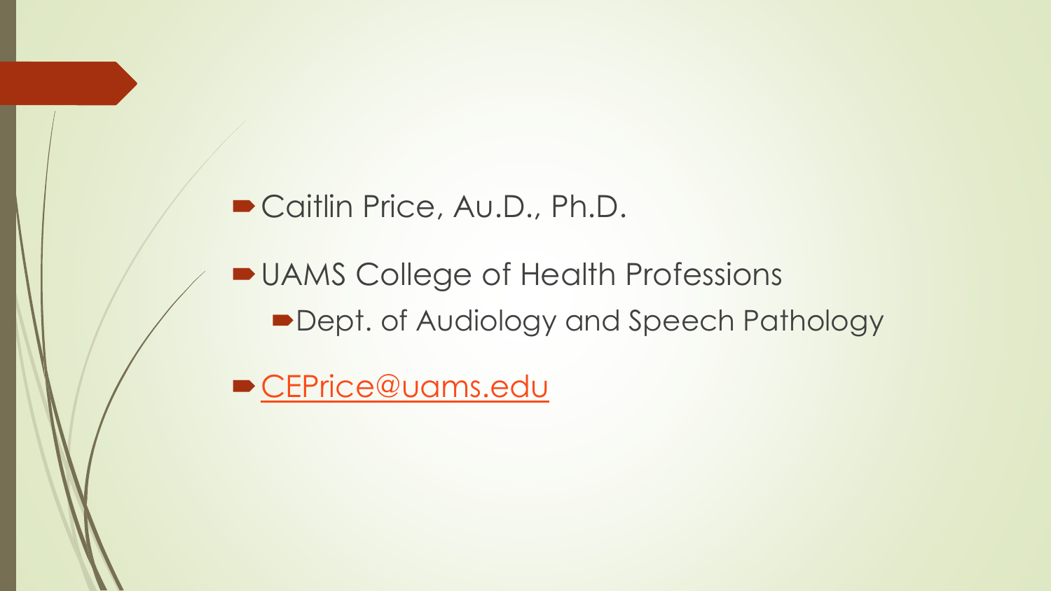- Caitlin Price, Au.D., Ph.D.
- UAMS College of Health Professions
  - Dept. of Audiology and Speech Pathology
- CEPrice@uams.edu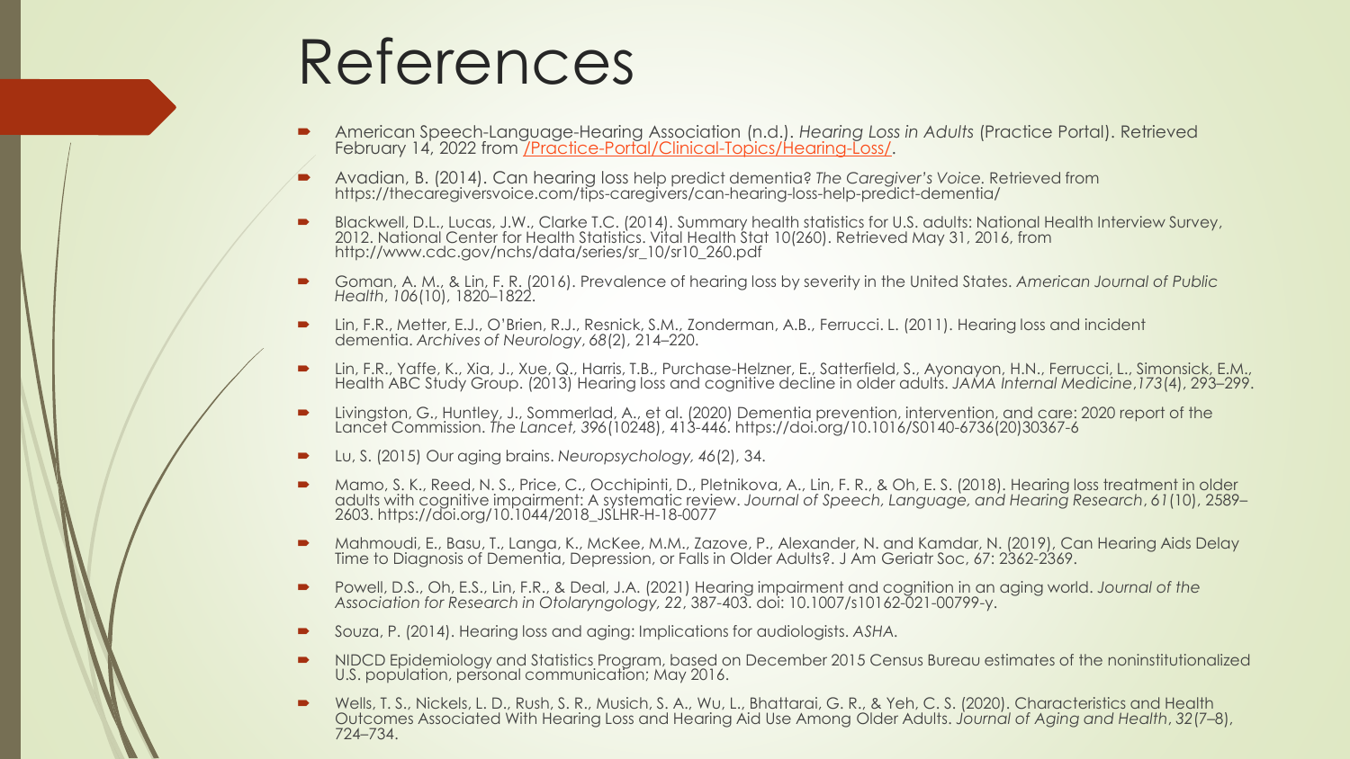# References

- American Speech-Language-Hearing Association (n.d.). *Hearing Loss in Adults* (Practice Portal). Retrieved February 14, 2022 from /Practice-Portal/Clinical-Topics/Hearing-Loss/.
- Avadian, B. (2014). Can hearing loss help predict dementia? *The Caregiver's Voice.* Retrieved from https://thecaregiversvoice.com/tips-caregivers/can-hearing-loss-help-predict-dementia/
- Blackwell, D.L., Lucas, J.W., Clarke T.C. (2014). Summary health statistics for U.S. adults: National Health Interview Survey, 2012. National Center for Health Statistics. Vital Health Stat 10(260). Retrieved May 31, 2016, from http://www.cdc.gov/nchs/data/series/sr_10/sr10_260.pdf
- Goman, A. M., & Lin, F. R. (2016). Prevalence of hearing loss by severity in the United States. *American Journal of Public Health*, *106*(10), 1820–1822.
- Lin, F.R., Metter, E.J., O'Brien, R.J., Resnick, S.M., Zonderman, A.B., Ferrucci. L. (2011). Hearing loss and incident dementia. *Archives of Neurology*, *68*(2), 214–220.
- Lin, F.R., Yaffe, K., Xia, J., Xue, Q., Harris, T.B., Purchase-Helzner, E., Satterfield, S., Ayonayon, H.N., Ferrucci, L., Simonsick, E.M., Health ABC Study Group. (2013) Hearing loss and cognitive decline in older adults. *JAMA Internal Medicine*,*173*(4), 293–299.
- Livingston, G., Huntley, J., Sommerlad, A., et al. (2020) Dementia prevention, intervention, and care: 2020 report of the Lancet Commission. *The Lancet, 396*(10248), 413-446. https://doi.org/10.1016/S0140-6736(20)30367-6
- Lu, S. (2015) Our aging brains. *Neuropsychology, 46*(2), 34.
- Mamo, S. K., Reed, N. S., Price, C., Occhipinti, D., Pletnikova, A., Lin, F. R., & Oh, E. S. (2018). Hearing loss treatment in older adults with cognitive impairment: A systematic review. *Journal of Speech, Language, and Hearing Research*, *61*(10), 2589–2603. https://doi.org/10.1044/2018_JSLHR-H-18-0077
- Mahmoudi, E., Basu, T., Langa, K., McKee, M.M., Zazove, P., Alexander, N. and Kamdar, N. (2019), Can Hearing Aids Delay Time to Diagnosis of Dementia, Depression, or Falls in Older Adults?. J Am Geriatr Soc, 67: 2362-2369.
- Powell, D.S., Oh, E.S., Lin, F.R., & Deal, J.A. (2021) Hearing impairment and cognition in an aging world. *Journal of the Association for Research in Otolaryngology, 22*, 387-403. doi: 10.1007/s10162-021-00799-y.
- Souza, P. (2014). Hearing loss and aging: Implications for audiologists. *ASHA.*
- NIDCD Epidemiology and Statistics Program, based on December 2015 Census Bureau estimates of the noninstitutionalized U.S. population, personal communication; May 2016.
- Wells, T. S., Nickels, L. D., Rush, S. R., Musich, S. A., Wu, L., Bhattarai, G. R., & Yeh, C. S. (2020). Characteristics and Health Outcomes Associated With Hearing Loss and Hearing Aid Use Among Older Adults. *Journal of Aging and Health*, *32*(7–8), 724–734.